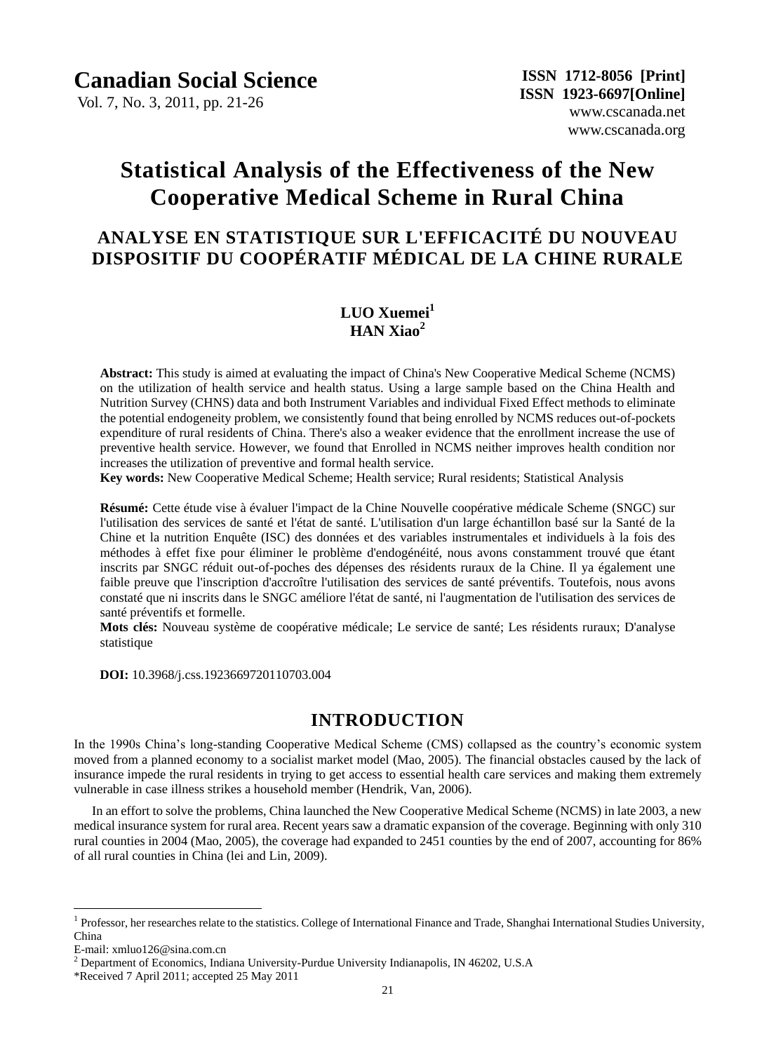# Statistical Analysis of the Effectiveness of the New Cooperative Medical Scheme in Rural China

## ANALYSE EN STATISTIQUE SUR L'EFFICACITÉ DU NOUVEAU DISPOSITIF DU COOPÉRATIF MÉDICAL DE LA CHINE RURALE

**LUO Xuemei**[1]
**HAN Xiao**[2]

**Abstract:** This study is aimed at evaluating the impact of China's New Cooperative Medical Scheme (NCMS) on the utilization of health service and health status. Using a large sample based on the China Health and Nutrition Survey (CHNS) data and both Instrument Variables and individual Fixed Effect methods to eliminate the potential endogeneity problem, we consistently found that being enrolled by NCMS reduces out-of-pockets expenditure of rural residents of China. There's also a weaker evidence that the enrollment increase the use of preventive health service. However, we found that Enrolled in NCMS neither improves health condition nor increases the utilization of preventive and formal health service.
**Key words:** New Cooperative Medical Scheme; Health service; Rural residents; Statistical Analysis

**Résumé:** Cette étude vise à évaluer l'impact de la Chine Nouvelle coopérative médicale Scheme (SNGC) sur l'utilisation des services de santé et l'état de santé. L'utilisation d'un large échantillon basé sur la Santé de la Chine et la nutrition Enquête (ISC) des données et des variables instrumentales et individuels à la fois des méthodes à effet fixe pour éliminer le problème d'endogénéité, nous avons constamment trouvé que étant inscrits par SNGC réduit out-of-poches des dépenses des résidents ruraux de la Chine. Il ya également une faible preuve que l'inscription d'accroître l'utilisation des services de santé préventifs. Toutefois, nous avons constaté que ni inscrits dans le SNGC améliore l'état de santé, ni l'augmentation de l'utilisation des services de santé préventifs et formelle.
**Mots clés:** Nouveau système de coopérative médicale; Le service de santé; Les résidents ruraux; D'analyse statistique

**DOI:** 10.3968/j.css.1923669720110703.004

## INTRODUCTION

In the 1990s China's long-standing Cooperative Medical Scheme (CMS) collapsed as the country's economic system moved from a planned economy to a socialist market model (Mao, 2005). The financial obstacles caused by the lack of insurance impede the rural residents in trying to get access to essential health care services and making them extremely vulnerable in case illness strikes a household member (Hendrik, Van, 2006).

In an effort to solve the problems, China launched the New Cooperative Medical Scheme (NCMS) in late 2003, a new medical insurance system for rural area. Recent years saw a dramatic expansion of the coverage. Beginning with only 310 rural counties in 2004 (Mao, 2005), the coverage had expanded to 2451 counties by the end of 2007, accounting for 86% of all rural counties in China (lei and Lin, 2009).

---

[1] Professor, her researches relate to the statistics. College of International Finance and Trade, Shanghai International Studies University, China
E-mail: xmluo126@sina.com.cn

[2] Department of Economics, Indiana University-Purdue University Indianapolis, IN 46202, U.S.A

*Received 7 April 2011; accepted 25 May 2011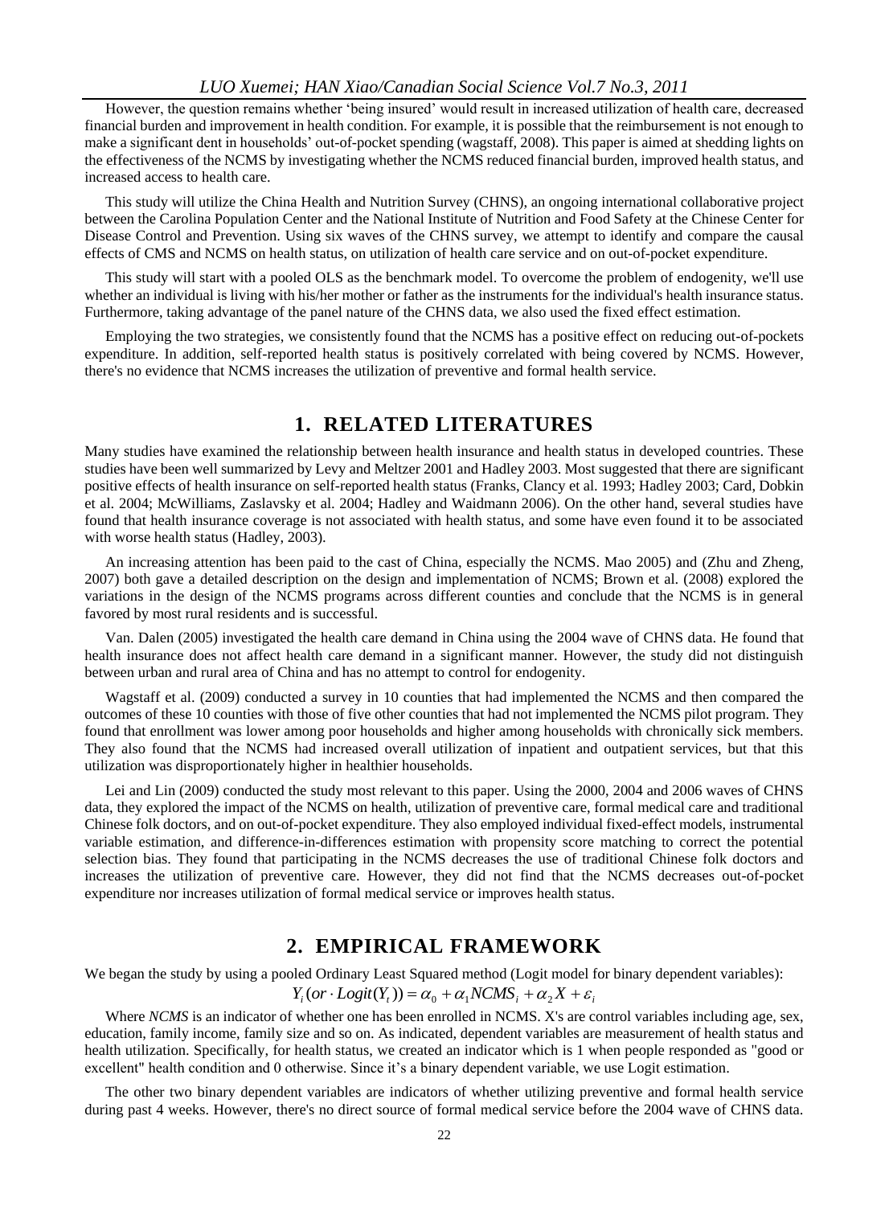However, the question remains whether 'being insured' would result in increased utilization of health care, decreased financial burden and improvement in health condition. For example, it is possible that the reimbursement is not enough to make a significant dent in households' out-of-pocket spending (wagstaff, 2008). This paper is aimed at shedding lights on the effectiveness of the NCMS by investigating whether the NCMS reduced financial burden, improved health status, and increased access to health care.

This study will utilize the China Health and Nutrition Survey (CHNS), an ongoing international collaborative project between the Carolina Population Center and the National Institute of Nutrition and Food Safety at the Chinese Center for Disease Control and Prevention. Using six waves of the CHNS survey, we attempt to identify and compare the causal effects of CMS and NCMS on health status, on utilization of health care service and on out-of-pocket expenditure.

This study will start with a pooled OLS as the benchmark model. To overcome the problem of endogenity, we'll use whether an individual is living with his/her mother or father as the instruments for the individual's health insurance status. Furthermore, taking advantage of the panel nature of the CHNS data, we also used the fixed effect estimation.

Employing the two strategies, we consistently found that the NCMS has a positive effect on reducing out-of-pockets expenditure. In addition, self-reported health status is positively correlated with being covered by NCMS. However, there's no evidence that NCMS increases the utilization of preventive and formal health service.

# 1. RELATED LITERATURES

Many studies have examined the relationship between health insurance and health status in developed countries. These studies have been well summarized by Levy and Meltzer 2001 and Hadley 2003. Most suggested that there are significant positive effects of health insurance on self-reported health status (Franks, Clancy et al. 1993; Hadley 2003; Card, Dobkin et al. 2004; McWilliams, Zaslavsky et al. 2004; Hadley and Waidmann 2006). On the other hand, several studies have found that health insurance coverage is not associated with health status, and some have even found it to be associated with worse health status (Hadley, 2003).

An increasing attention has been paid to the cast of China, especially the NCMS. Mao 2005) and (Zhu and Zheng, 2007) both gave a detailed description on the design and implementation of NCMS; Brown et al. (2008) explored the variations in the design of the NCMS programs across different counties and conclude that the NCMS is in general favored by most rural residents and is successful.

Van. Dalen (2005) investigated the health care demand in China using the 2004 wave of CHNS data. He found that health insurance does not affect health care demand in a significant manner. However, the study did not distinguish between urban and rural area of China and has no attempt to control for endogenity.

Wagstaff et al. (2009) conducted a survey in 10 counties that had implemented the NCMS and then compared the outcomes of these 10 counties with those of five other counties that had not implemented the NCMS pilot program. They found that enrollment was lower among poor households and higher among households with chronically sick members. They also found that the NCMS had increased overall utilization of inpatient and outpatient services, but that this utilization was disproportionately higher in healthier households.

Lei and Lin (2009) conducted the study most relevant to this paper. Using the 2000, 2004 and 2006 waves of CHNS data, they explored the impact of the NCMS on health, utilization of preventive care, formal medical care and traditional Chinese folk doctors, and on out-of-pocket expenditure. They also employed individual fixed-effect models, instrumental variable estimation, and difference-in-differences estimation with propensity score matching to correct the potential selection bias. They found that participating in the NCMS decreases the use of traditional Chinese folk doctors and increases the utilization of preventive care. However, they did not find that the NCMS decreases out-of-pocket expenditure nor increases utilization of formal medical service or improves health status.

# 2. EMPIRICAL FRAMEWORK

We began the study by using a pooled Ordinary Least Squared method (Logit model for binary dependent variables):

$$Y_i(or \cdot Logit(Y_t)) = \alpha_0 + \alpha_1 NCMS_i + \alpha_2 X + \varepsilon_i$$

Where *NCMS* is an indicator of whether one has been enrolled in NCMS. X's are control variables including age, sex, education, family income, family size and so on. As indicated, dependent variables are measurement of health status and health utilization. Specifically, for health status, we created an indicator which is 1 when people responded as "good or excellent" health condition and 0 otherwise. Since it's a binary dependent variable, we use Logit estimation.

The other two binary dependent variables are indicators of whether utilizing preventive and formal health service during past 4 weeks. However, there's no direct source of formal medical service before the 2004 wave of CHNS data.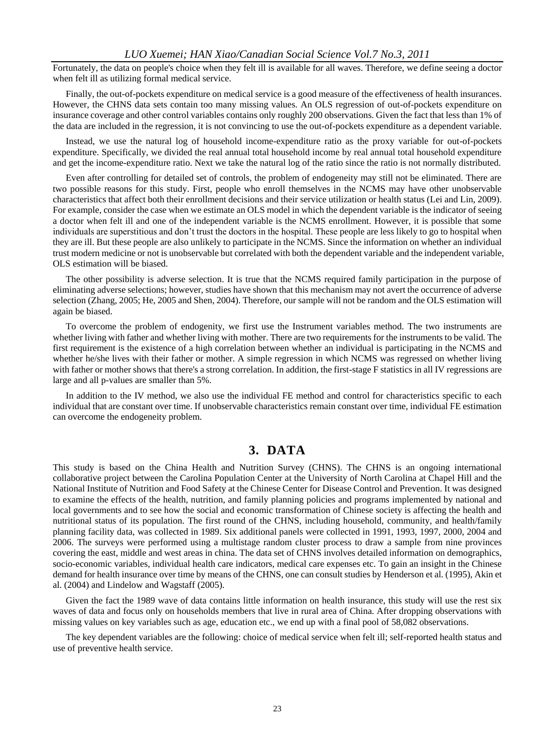Fortunately, the data on people's choice when they felt ill is available for all waves. Therefore, we define seeing a doctor when felt ill as utilizing formal medical service.

Finally, the out-of-pockets expenditure on medical service is a good measure of the effectiveness of health insurances. However, the CHNS data sets contain too many missing values. An OLS regression of out-of-pockets expenditure on insurance coverage and other control variables contains only roughly 200 observations. Given the fact that less than 1% of the data are included in the regression, it is not convincing to use the out-of-pockets expenditure as a dependent variable.

Instead, we use the natural log of household income-expenditure ratio as the proxy variable for out-of-pockets expenditure. Specifically, we divided the real annual total household income by real annual total household expenditure and get the income-expenditure ratio. Next we take the natural log of the ratio since the ratio is not normally distributed.

Even after controlling for detailed set of controls, the problem of endogeneity may still not be eliminated. There are two possible reasons for this study. First, people who enroll themselves in the NCMS may have other unobservable characteristics that affect both their enrollment decisions and their service utilization or health status (Lei and Lin, 2009). For example, consider the case when we estimate an OLS model in which the dependent variable is the indicator of seeing a doctor when felt ill and one of the independent variable is the NCMS enrollment. However, it is possible that some individuals are superstitious and don't trust the doctors in the hospital. These people are less likely to go to hospital when they are ill. But these people are also unlikely to participate in the NCMS. Since the information on whether an individual trust modern medicine or not is unobservable but correlated with both the dependent variable and the independent variable, OLS estimation will be biased.

The other possibility is adverse selection. It is true that the NCMS required family participation in the purpose of eliminating adverse selections; however, studies have shown that this mechanism may not avert the occurrence of adverse selection (Zhang, 2005; He, 2005 and Shen, 2004). Therefore, our sample will not be random and the OLS estimation will again be biased.

To overcome the problem of endogenity, we first use the Instrument variables method. The two instruments are whether living with father and whether living with mother. There are two requirements for the instruments to be valid. The first requirement is the existence of a high correlation between whether an individual is participating in the NCMS and whether he/she lives with their father or mother. A simple regression in which NCMS was regressed on whether living with father or mother shows that there's a strong correlation. In addition, the first-stage F statistics in all IV regressions are large and all p-values are smaller than 5%.

In addition to the IV method, we also use the individual FE method and control for characteristics specific to each individual that are constant over time. If unobservable characteristics remain constant over time, individual FE estimation can overcome the endogeneity problem.

## 3. DATA

This study is based on the China Health and Nutrition Survey (CHNS). The CHNS is an ongoing international collaborative project between the Carolina Population Center at the University of North Carolina at Chapel Hill and the National Institute of Nutrition and Food Safety at the Chinese Center for Disease Control and Prevention. It was designed to examine the effects of the health, nutrition, and family planning policies and programs implemented by national and local governments and to see how the social and economic transformation of Chinese society is affecting the health and nutritional status of its population. The first round of the CHNS, including household, community, and health/family planning facility data, was collected in 1989. Six additional panels were collected in 1991, 1993, 1997, 2000, 2004 and 2006. The surveys were performed using a multistage random cluster process to draw a sample from nine provinces covering the east, middle and west areas in china. The data set of CHNS involves detailed information on demographics, socio-economic variables, individual health care indicators, medical care expenses etc. To gain an insight in the Chinese demand for health insurance over time by means of the CHNS, one can consult studies by Henderson et al. (1995), Akin et al. (2004) and Lindelow and Wagstaff (2005).

Given the fact the 1989 wave of data contains little information on health insurance, this study will use the rest six waves of data and focus only on households members that live in rural area of China. After dropping observations with missing values on key variables such as age, education etc., we end up with a final pool of 58,082 observations.

The key dependent variables are the following: choice of medical service when felt ill; self-reported health status and use of preventive health service.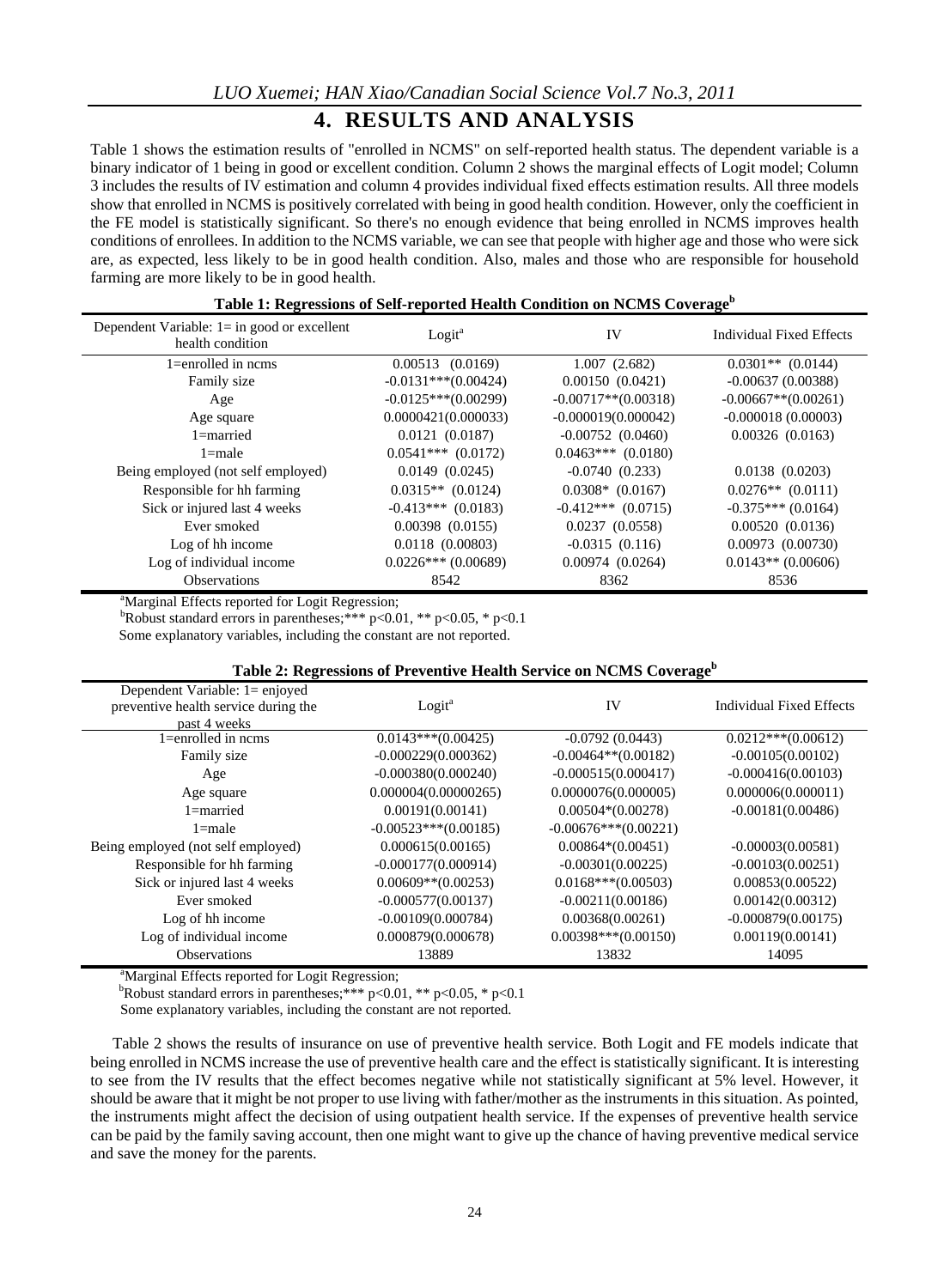## 4. RESULTS AND ANALYSIS

Table 1 shows the estimation results of "enrolled in NCMS" on self-reported health status. The dependent variable is a binary indicator of 1 being in good or excellent condition. Column 2 shows the marginal effects of Logit model; Column 3 includes the results of IV estimation and column 4 provides individual fixed effects estimation results. All three models show that enrolled in NCMS is positively correlated with being in good health condition. However, only the coefficient in the FE model is statistically significant. So there's no enough evidence that being enrolled in NCMS improves health conditions of enrollees. In addition to the NCMS variable, we can see that people with higher age and those who were sick are, as expected, less likely to be in good health condition. Also, males and those who are responsible for household farming are more likely to be in good health.

**Table 1: Regressions of Self-reported Health Condition on NCMS Coverage[b]**

| Dependent Variable: 1= in good or excellent health condition | Logit[a] | IV | Individual Fixed Effects |
|---|---|---|---|
| 1=enrolled in ncms | 0.00513 (0.0169) | 1.007 (2.682) | 0.0301** (0.0144) |
| Family size | -0.0131***(0.00424) | 0.00150 (0.0421) | -0.00637 (0.00388) |
| Age | -0.0125***(0.00299) | -0.00717**(0.00318) | -0.00667**(0.00261) |
| Age square | 0.0000421(0.000033) | -0.000019(0.000042) | -0.000018 (0.00003) |
| 1=married | 0.0121 (0.0187) | -0.00752 (0.0460) | 0.00326 (0.0163) |
| 1=male | 0.0541*** (0.0172) | 0.0463*** (0.0180) | |
| Being employed (not self employed) | 0.0149 (0.0245) | -0.0740 (0.233) | 0.0138 (0.0203) |
| Responsible for hh farming | 0.0315** (0.0124) | 0.0308* (0.0167) | 0.0276** (0.0111) |
| Sick or injured last 4 weeks | -0.413*** (0.0183) | -0.412*** (0.0715) | -0.375*** (0.0164) |
| Ever smoked | 0.00398 (0.0155) | 0.0237 (0.0558) | 0.00520 (0.0136) |
| Log of hh income | 0.0118 (0.00803) | -0.0315 (0.116) | 0.00973 (0.00730) |
| Log of individual income | 0.0226*** (0.00689) | 0.00974 (0.0264) | 0.0143** (0.00606) |
| Observations | 8542 | 8362 | 8536 |

[a]Marginal Effects reported for Logit Regression;
[b]Robust standard errors in parentheses;*** p<0.01, ** p<0.05, * p<0.1
Some explanatory variables, including the constant are not reported.

**Table 2: Regressions of Preventive Health Service on NCMS Coverage[b]**

| Dependent Variable: 1= enjoyed preventive health service during the past 4 weeks | Logit[a] | IV | Individual Fixed Effects |
|---|---|---|---|
| 1=enrolled in ncms | 0.0143***(0.00425) | -0.0792 (0.0443) | 0.0212***(0.00612) |
| Family size | -0.000229(0.000362) | -0.00464**(0.00182) | -0.00105(0.00102) |
| Age | -0.000380(0.000240) | -0.000515(0.000417) | -0.000416(0.00103) |
| Age square | 0.000004(0.00000265) | 0.0000076(0.000005) | 0.000006(0.000011) |
| 1=married | 0.00191(0.00141) | 0.00504*(0.00278) | -0.00181(0.00486) |
| 1=male | -0.00523***(0.00185) | -0.00676***(0.00221) | |
| Being employed (not self employed) | 0.000615(0.00165) | 0.00864*(0.00451) | -0.00003(0.00581) |
| Responsible for hh farming | -0.000177(0.000914) | -0.00301(0.00225) | -0.00103(0.00251) |
| Sick or injured last 4 weeks | 0.00609**(0.00253) | 0.0168***(0.00503) | 0.00853(0.00522) |
| Ever smoked | -0.000577(0.00137) | -0.00211(0.00186) | 0.00142(0.00312) |
| Log of hh income | -0.00109(0.000784) | 0.00368(0.00261) | -0.000879(0.00175) |
| Log of individual income | 0.000879(0.000678) | 0.00398***(0.00150) | 0.00119(0.00141) |
| Observations | 13889 | 13832 | 14095 |

[a]Marginal Effects reported for Logit Regression;
[b]Robust standard errors in parentheses;*** p<0.01, ** p<0.05, * p<0.1
Some explanatory variables, including the constant are not reported.

Table 2 shows the results of insurance on use of preventive health service. Both Logit and FE models indicate that being enrolled in NCMS increase the use of preventive health care and the effect is statistically significant. It is interesting to see from the IV results that the effect becomes negative while not statistically significant at 5% level. However, it should be aware that it might be not proper to use living with father/mother as the instruments in this situation. As pointed, the instruments might affect the decision of using outpatient health service. If the expenses of preventive health service can be paid by the family saving account, then one might want to give up the chance of having preventive medical service and save the money for the parents.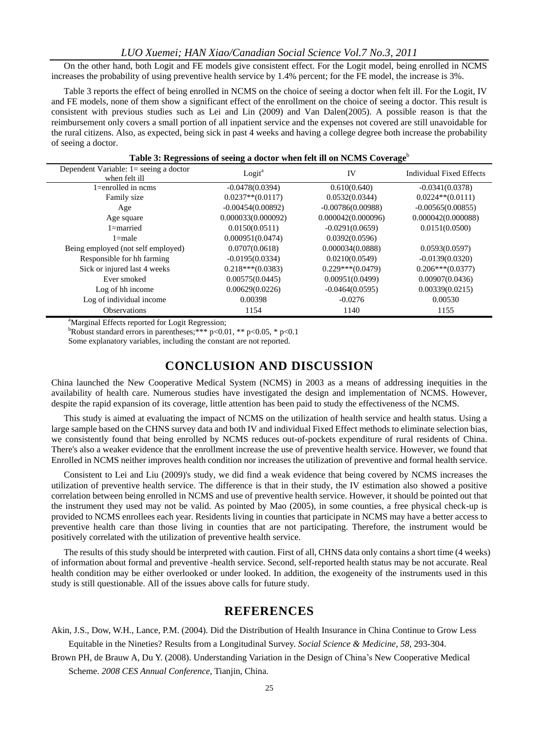On the other hand, both Logit and FE models give consistent effect. For the Logit model, being enrolled in NCMS increases the probability of using preventive health service by 1.4% percent; for the FE model, the increase is 3%.

Table 3 reports the effect of being enrolled in NCMS on the choice of seeing a doctor when felt ill. For the Logit, IV and FE models, none of them show a significant effect of the enrollment on the choice of seeing a doctor. This result is consistent with previous studies such as Lei and Lin (2009) and Van Dalen(2005). A possible reason is that the reimbursement only covers a small portion of all inpatient service and the expenses not covered are still unavoidable for the rural citizens. Also, as expected, being sick in past 4 weeks and having a college degree both increase the probability of seeing a doctor.

**Table 3: Regressions of seeing a doctor when felt ill on NCMS Coverage[b]**

| Dependent Variable: 1= seeing a doctor when felt ill | Logit[a] | IV | Individual Fixed Effects |
|---|---|---|---|
| 1=enrolled in ncms | -0.0478(0.0394) | 0.610(0.640) | -0.0341(0.0378) |
| Family size | 0.0237**(0.0117) | 0.0532(0.0344) | 0.0224**(0.0111) |
| Age | -0.00454(0.00892) | -0.00786(0.00988) | -0.00565(0.00855) |
| Age square | 0.000033(0.000092) | 0.000042(0.000096) | 0.000042(0.000088) |
| 1=married | 0.0150(0.0511) | -0.0291(0.0659) | 0.0151(0.0500) |
| 1=male | 0.000951(0.0474) | 0.0392(0.0596) | |
| Being employed (not self employed) | 0.0707(0.0618) | 0.000034(0.0888) | 0.0593(0.0597) |
| Responsible for hh farming | -0.0195(0.0334) | 0.0210(0.0549) | -0.0139(0.0320) |
| Sick or injured last 4 weeks | 0.218***(0.0383) | 0.229***(0.0479) | 0.206***(0.0377) |
| Ever smoked | 0.00575(0.0445) | 0.00951(0.0499) | 0.00907(0.0436) |
| Log of hh income | 0.00629(0.0226) | -0.0464(0.0595) | 0.00339(0.0215) |
| Log of individual income | 0.00398 | -0.0276 | 0.00530 |
| Observations | 1154 | 1140 | 1155 |

[a]Marginal Effects reported for Logit Regression;

[b]Robust standard errors in parentheses;*** p<0.01, ** p<0.05, * p<0.1

Some explanatory variables, including the constant are not reported.

## CONCLUSION AND DISCUSSION

China launched the New Cooperative Medical System (NCMS) in 2003 as a means of addressing inequities in the availability of health care. Numerous studies have investigated the design and implementation of NCMS. However, despite the rapid expansion of its coverage, little attention has been paid to study the effectiveness of the NCMS.

This study is aimed at evaluating the impact of NCMS on the utilization of health service and health status. Using a large sample based on the CHNS survey data and both IV and individual Fixed Effect methods to eliminate selection bias, we consistently found that being enrolled by NCMS reduces out-of-pockets expenditure of rural residents of China. There's also a weaker evidence that the enrollment increase the use of preventive health service. However, we found that Enrolled in NCMS neither improves health condition nor increases the utilization of preventive and formal health service.

Consistent to Lei and Liu (2009)'s study, we did find a weak evidence that being covered by NCMS increases the utilization of preventive health service. The difference is that in their study, the IV estimation also showed a positive correlation between being enrolled in NCMS and use of preventive health service. However, it should be pointed out that the instrument they used may not be valid. As pointed by Mao (2005), in some counties, a free physical check-up is provided to NCMS enrollees each year. Residents living in counties that participate in NCMS may have a better access to preventive health care than those living in counties that are not participating. Therefore, the instrument would be positively correlated with the utilization of preventive health service.

The results of this study should be interpreted with caution. First of all, CHNS data only contains a short time (4 weeks) of information about formal and preventive -health service. Second, self-reported health status may be not accurate. Real health condition may be either overlooked or under looked. In addition, the exogeneity of the instruments used in this study is still questionable. All of the issues above calls for future study.

## REFERENCES

Akin, J.S., Dow, W.H., Lance, P.M. (2004). Did the Distribution of Health Insurance in China Continue to Grow Less Equitable in the Nineties? Results from a Longitudinal Survey. *Social Science & Medicine*, *58*, 293-304.

Brown PH, de Brauw A, Du Y. (2008). Understanding Variation in the Design of China's New Cooperative Medical Scheme. *2008 CES Annual Conference*, Tianjin, China.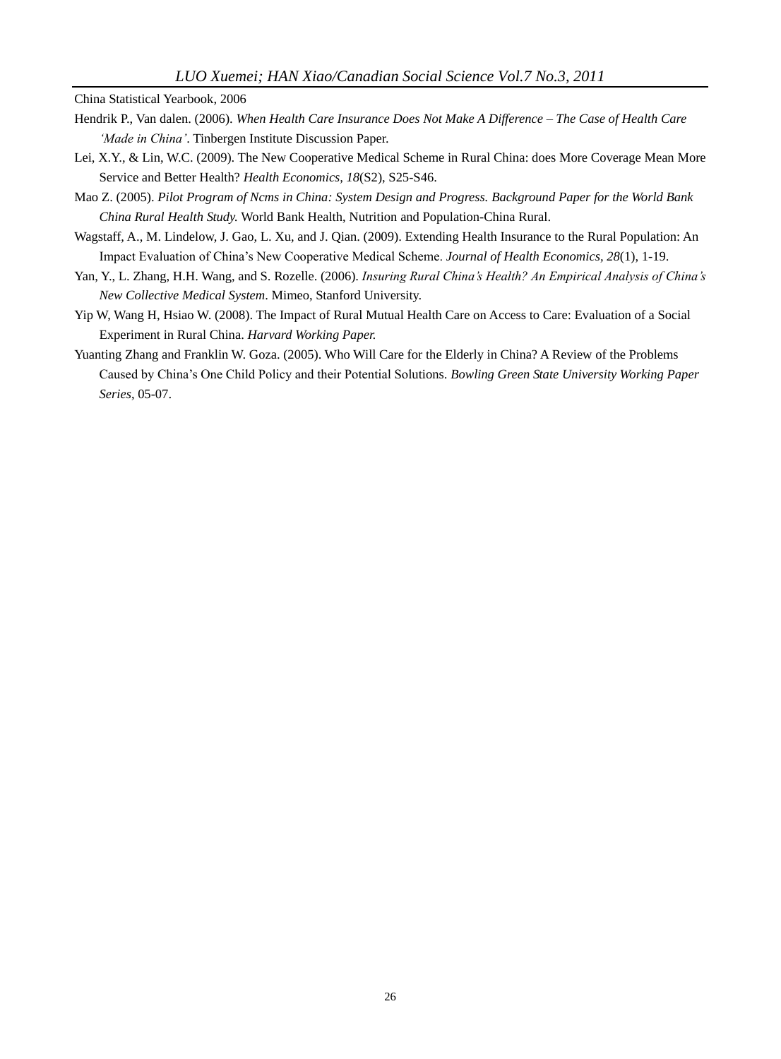China Statistical Yearbook, 2006

Hendrik P., Van dalen. (2006). *When Health Care Insurance Does Not Make A Difference – The Case of Health Care 'Made in China'*. Tinbergen Institute Discussion Paper.

Lei, X.Y., & Lin, W.C. (2009). The New Cooperative Medical Scheme in Rural China: does More Coverage Mean More Service and Better Health? *Health Economics, 18*(S2), S25-S46.

Mao Z. (2005). *Pilot Program of Ncms in China: System Design and Progress. Background Paper for the World Bank China Rural Health Study.* World Bank Health, Nutrition and Population-China Rural.

Wagstaff, A., M. Lindelow, J. Gao, L. Xu, and J. Qian. (2009). Extending Health Insurance to the Rural Population: An Impact Evaluation of China's New Cooperative Medical Scheme. *Journal of Health Economics, 28*(1), 1-19.

Yan, Y., L. Zhang, H.H. Wang, and S. Rozelle. (2006). *Insuring Rural China's Health? An Empirical Analysis of China's New Collective Medical System*. Mimeo, Stanford University.

Yip W, Wang H, Hsiao W. (2008). The Impact of Rural Mutual Health Care on Access to Care: Evaluation of a Social Experiment in Rural China. *Harvard Working Paper.*

Yuanting Zhang and Franklin W. Goza. (2005). Who Will Care for the Elderly in China? A Review of the Problems Caused by China's One Child Policy and their Potential Solutions. *Bowling Green State University Working Paper Series*, 05-07.